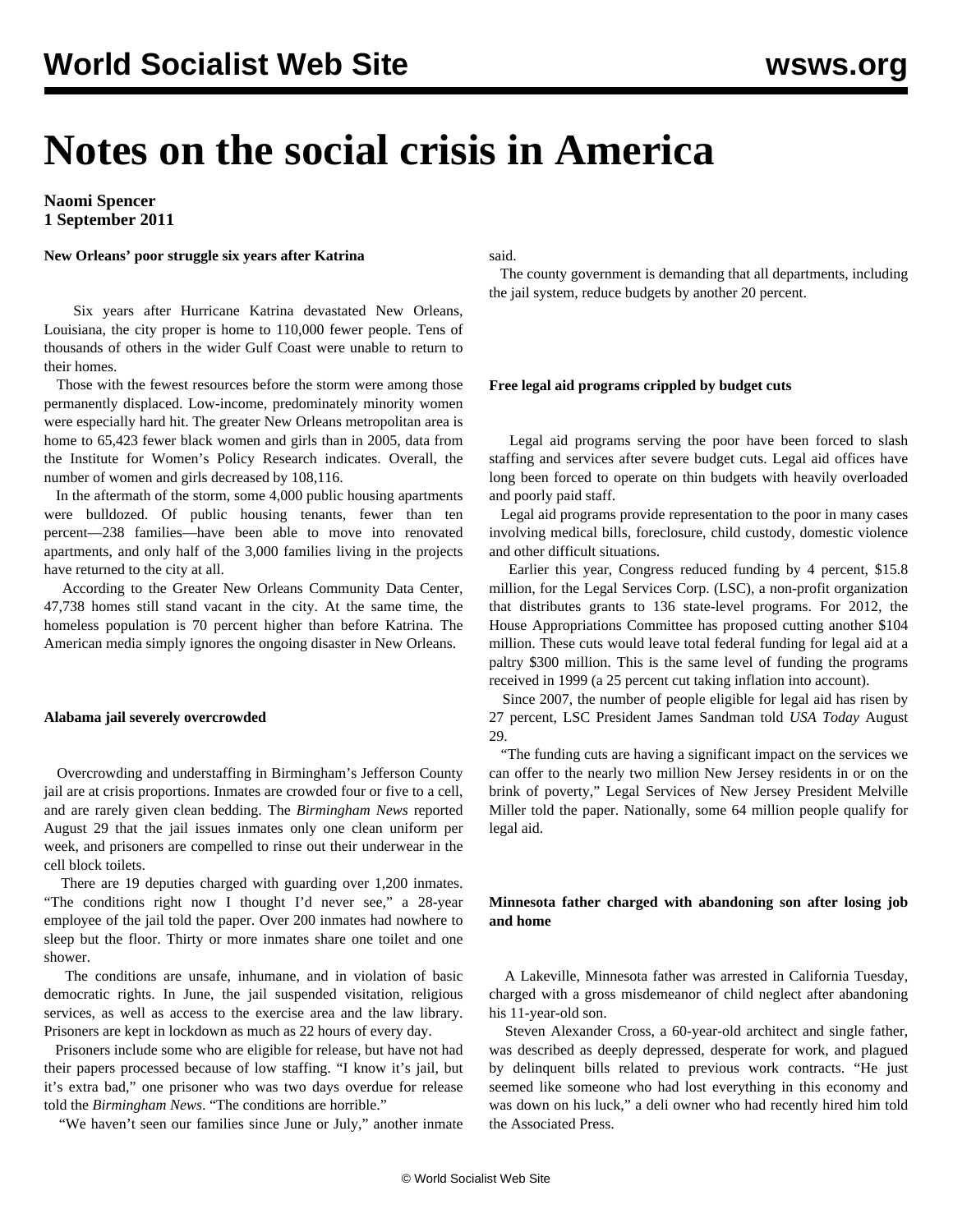# Notes on the social crisis in America

**Naomi Spencer**
**1 September 2011**

**New Orleans' poor struggle six years after Katrina**

Six years after Hurricane Katrina devastated New Orleans, Louisiana, the city proper is home to 110,000 fewer people. Tens of thousands of others in the wider Gulf Coast were unable to return to their homes.

Those with the fewest resources before the storm were among those permanently displaced. Low-income, predominately minority women were especially hard hit. The greater New Orleans metropolitan area is home to 65,423 fewer black women and girls than in 2005, data from the Institute for Women's Policy Research indicates. Overall, the number of women and girls decreased by 108,116.

In the aftermath of the storm, some 4,000 public housing apartments were bulldozed. Of public housing tenants, fewer than ten percent—238 families—have been able to move into renovated apartments, and only half of the 3,000 families living in the projects have returned to the city at all.

According to the Greater New Orleans Community Data Center, 47,738 homes still stand vacant in the city. At the same time, the homeless population is 70 percent higher than before Katrina. The American media simply ignores the ongoing disaster in New Orleans.

**Alabama jail severely overcrowded**

Overcrowding and understaffing in Birmingham's Jefferson County jail are at crisis proportions. Inmates are crowded four or five to a cell, and are rarely given clean bedding. The *Birmingham News* reported August 29 that the jail issues inmates only one clean uniform per week, and prisoners are compelled to rinse out their underwear in the cell block toilets.

There are 19 deputies charged with guarding over 1,200 inmates. "The conditions right now I thought I'd never see," a 28-year employee of the jail told the paper. Over 200 inmates had nowhere to sleep but the floor. Thirty or more inmates share one toilet and one shower.

The conditions are unsafe, inhumane, and in violation of basic democratic rights. In June, the jail suspended visitation, religious services, as well as access to the exercise area and the law library. Prisoners are kept in lockdown as much as 22 hours of every day.

Prisoners include some who are eligible for release, but have not had their papers processed because of low staffing. "I know it's jail, but it's extra bad," one prisoner who was two days overdue for release told the *Birmingham News*. "The conditions are horrible."

"We haven't seen our families since June or July," another inmate said.

The county government is demanding that all departments, including the jail system, reduce budgets by another 20 percent.

**Free legal aid programs crippled by budget cuts**

Legal aid programs serving the poor have been forced to slash staffing and services after severe budget cuts. Legal aid offices have long been forced to operate on thin budgets with heavily overloaded and poorly paid staff.

Legal aid programs provide representation to the poor in many cases involving medical bills, foreclosure, child custody, domestic violence and other difficult situations.

Earlier this year, Congress reduced funding by 4 percent, $15.8 million, for the Legal Services Corp. (LSC), a non-profit organization that distributes grants to 136 state-level programs. For 2012, the House Appropriations Committee has proposed cutting another $104 million. These cuts would leave total federal funding for legal aid at a paltry $300 million. This is the same level of funding the programs received in 1999 (a 25 percent cut taking inflation into account).

Since 2007, the number of people eligible for legal aid has risen by 27 percent, LSC President James Sandman told *USA Today* August 29.

"The funding cuts are having a significant impact on the services we can offer to the nearly two million New Jersey residents in or on the brink of poverty," Legal Services of New Jersey President Melville Miller told the paper. Nationally, some 64 million people qualify for legal aid.

**Minnesota father charged with abandoning son after losing job and home**

A Lakeville, Minnesota father was arrested in California Tuesday, charged with a gross misdemeanor of child neglect after abandoning his 11-year-old son.

Steven Alexander Cross, a 60-year-old architect and single father, was described as deeply depressed, desperate for work, and plagued by delinquent bills related to previous work contracts. "He just seemed like someone who had lost everything in this economy and was down on his luck," a deli owner who had recently hired him told the Associated Press.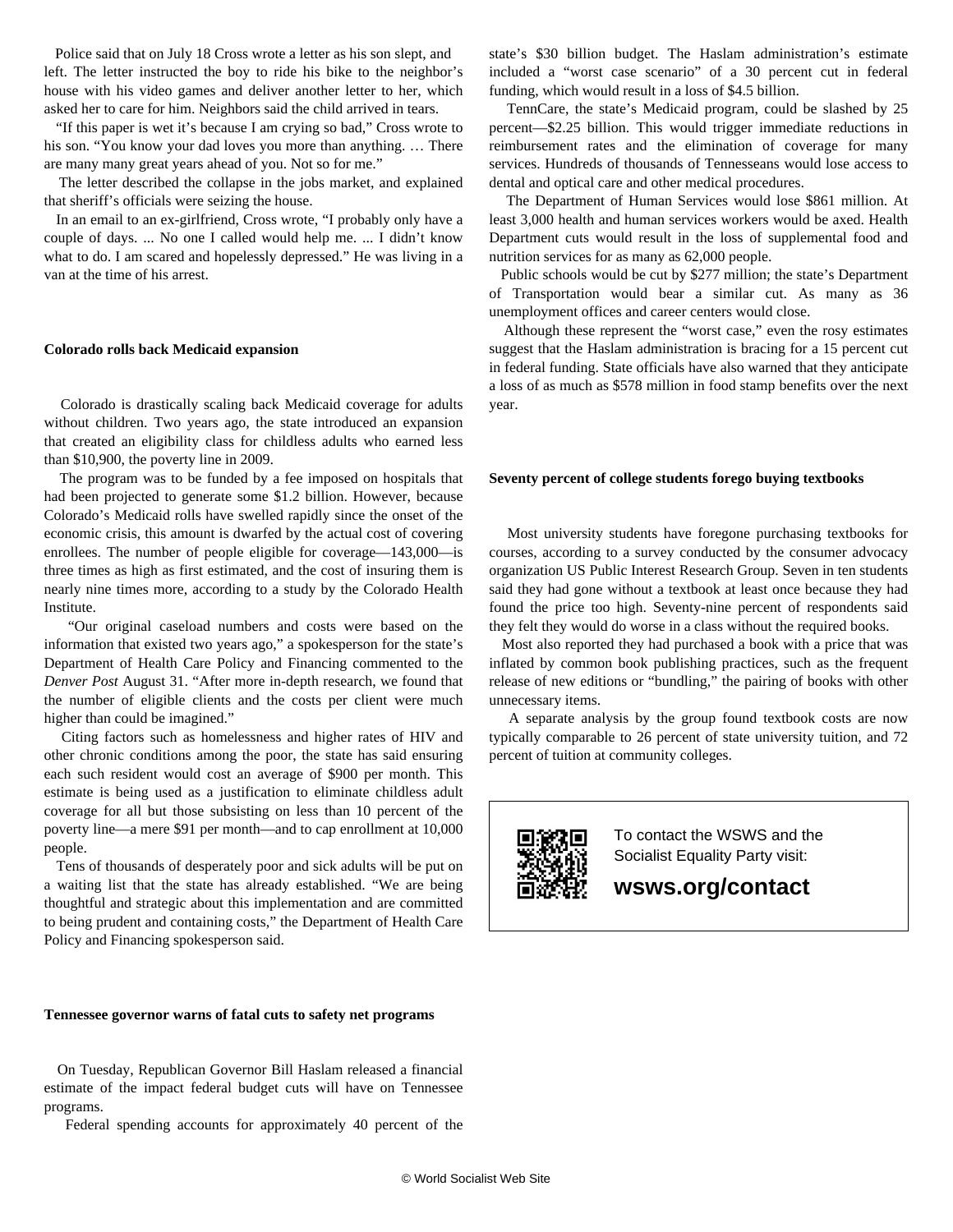Police said that on July 18 Cross wrote a letter as his son slept, and left. The letter instructed the boy to ride his bike to the neighbor's house with his video games and deliver another letter to her, which asked her to care for him. Neighbors said the child arrived in tears.

"If this paper is wet it's because I am crying so bad," Cross wrote to his son. "You know your dad loves you more than anything. … There are many many great years ahead of you. Not so for me."

The letter described the collapse in the jobs market, and explained that sheriff's officials were seizing the house.

In an email to an ex-girlfriend, Cross wrote, "I probably only have a couple of days. ... No one I called would help me. ... I didn't know what to do. I am scared and hopelessly depressed." He was living in a van at the time of his arrest.

**Colorado rolls back Medicaid expansion**

Colorado is drastically scaling back Medicaid coverage for adults without children. Two years ago, the state introduced an expansion that created an eligibility class for childless adults who earned less than $10,900, the poverty line in 2009.

The program was to be funded by a fee imposed on hospitals that had been projected to generate some $1.2 billion. However, because Colorado's Medicaid rolls have swelled rapidly since the onset of the economic crisis, this amount is dwarfed by the actual cost of covering enrollees. The number of people eligible for coverage—143,000—is three times as high as first estimated, and the cost of insuring them is nearly nine times more, according to a study by the Colorado Health Institute.

"Our original caseload numbers and costs were based on the information that existed two years ago," a spokesperson for the state's Department of Health Care Policy and Financing commented to the *Denver Post* August 31. "After more in-depth research, we found that the number of eligible clients and the costs per client were much higher than could be imagined."

Citing factors such as homelessness and higher rates of HIV and other chronic conditions among the poor, the state has said ensuring each such resident would cost an average of $900 per month. This estimate is being used as a justification to eliminate childless adult coverage for all but those subsisting on less than 10 percent of the poverty line—a mere $91 per month—and to cap enrollment at 10,000 people.

Tens of thousands of desperately poor and sick adults will be put on a waiting list that the state has already established. "We are being thoughtful and strategic about this implementation and are committed to being prudent and containing costs," the Department of Health Care Policy and Financing spokesperson said.

**Tennessee governor warns of fatal cuts to safety net programs**

On Tuesday, Republican Governor Bill Haslam released a financial estimate of the impact federal budget cuts will have on Tennessee programs.

Federal spending accounts for approximately 40 percent of the state's $30 billion budget. The Haslam administration's estimate included a "worst case scenario" of a 30 percent cut in federal funding, which would result in a loss of $4.5 billion.

TennCare, the state's Medicaid program, could be slashed by 25 percent—$2.25 billion. This would trigger immediate reductions in reimbursement rates and the elimination of coverage for many services. Hundreds of thousands of Tennesseans would lose access to dental and optical care and other medical procedures.

The Department of Human Services would lose $861 million. At least 3,000 health and human services workers would be axed. Health Department cuts would result in the loss of supplemental food and nutrition services for as many as 62,000 people.

Public schools would be cut by $277 million; the state's Department of Transportation would bear a similar cut. As many as 36 unemployment offices and career centers would close.

Although these represent the "worst case," even the rosy estimates suggest that the Haslam administration is bracing for a 15 percent cut in federal funding. State officials have also warned that they anticipate a loss of as much as $578 million in food stamp benefits over the next year.

**Seventy percent of college students forego buying textbooks**

Most university students have foregone purchasing textbooks for courses, according to a survey conducted by the consumer advocacy organization US Public Interest Research Group. Seven in ten students said they had gone without a textbook at least once because they had found the price too high. Seventy-nine percent of respondents said they felt they would do worse in a class without the required books.

Most also reported they had purchased a book with a price that was inflated by common book publishing practices, such as the frequent release of new editions or "bundling," the pairing of books with other unnecessary items.

A separate analysis by the group found textbook costs are now typically comparable to 26 percent of state university tuition, and 72 percent of tuition at community colleges.

To contact the WSWS and the Socialist Equality Party visit:

**wsws.org/contact**